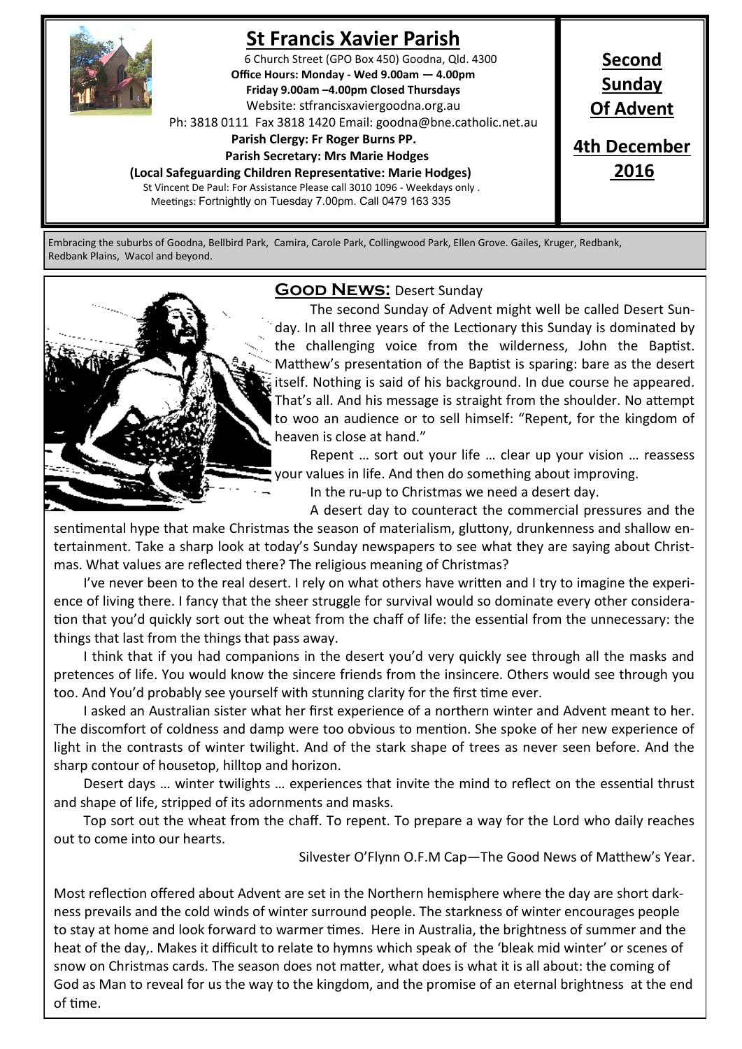# St Francis Xavier Parish

6 Church Street (GPO Box 450) Goodna, Qld. 4300
**Office Hours: Monday - Wed 9.00am — 4.00pm**
**Friday 9.00am –4.00pm Closed Thursdays**
Website: stfrancisxaviergoodna.org.au
Ph: 3818 0111 Fax 3818 1420 Email: goodna@bne.catholic.net.au
**Parish Clergy: Fr Roger Burns PP.**
**Parish Secretary: Mrs Marie Hodges**
**(Local Safeguarding Children Representative: Marie Hodges)**
St Vincent De Paul: For Assistance Please call 3010 1096 - Weekdays only .
Meetings: Fortnightly on Tuesday 7.00pm. Call 0479 163 335

**Second Sunday Of Advent**

**4th December 2016**

Embracing the suburbs of Goodna, Bellbird Park, Camira, Carole Park, Collingwood Park, Ellen Grove. Gailes, Kruger, Redbank, Redbank Plains, Wacol and beyond.

## Good News: Desert Sunday

The second Sunday of Advent might well be called Desert Sunday. In all three years of the Lectionary this Sunday is dominated by the challenging voice from the wilderness, John the Baptist. Matthew's presentation of the Baptist is sparing: bare as the desert itself. Nothing is said of his background. In due course he appeared. That's all. And his message is straight from the shoulder. No attempt to woo an audience or to sell himself: "Repent, for the kingdom of heaven is close at hand."

Repent … sort out your life … clear up your vision … reassess your values in life. And then do something about improving.

In the ru-up to Christmas we need a desert day.

A desert day to counteract the commercial pressures and the sentimental hype that make Christmas the season of materialism, gluttony, drunkenness and shallow entertainment. Take a sharp look at today's Sunday newspapers to see what they are saying about Christmas. What values are reflected there? The religious meaning of Christmas?

I've never been to the real desert. I rely on what others have written and I try to imagine the experience of living there. I fancy that the sheer struggle for survival would so dominate every other consideration that you'd quickly sort out the wheat from the chaff of life: the essential from the unnecessary: the things that last from the things that pass away.

I think that if you had companions in the desert you'd very quickly see through all the masks and pretences of life. You would know the sincere friends from the insincere. Others would see through you too. And You'd probably see yourself with stunning clarity for the first time ever.

I asked an Australian sister what her first experience of a northern winter and Advent meant to her. The discomfort of coldness and damp were too obvious to mention. She spoke of her new experience of light in the contrasts of winter twilight. And of the stark shape of trees as never seen before. And the sharp contour of housetop, hilltop and horizon.

Desert days … winter twilights … experiences that invite the mind to reflect on the essential thrust and shape of life, stripped of its adornments and masks.

Top sort out the wheat from the chaff. To repent. To prepare a way for the Lord who daily reaches out to come into our hearts.

Silvester O'Flynn O.F.M Cap—The Good News of Matthew's Year.

Most reflection offered about Advent are set in the Northern hemisphere where the day are short darkness prevails and the cold winds of winter surround people. The starkness of winter encourages people to stay at home and look forward to warmer times. Here in Australia, the brightness of summer and the heat of the day,. Makes it difficult to relate to hymns which speak of the 'bleak mid winter' or scenes of snow on Christmas cards. The season does not matter, what does is what it is all about: the coming of God as Man to reveal for us the way to the kingdom, and the promise of an eternal brightness at the end of time.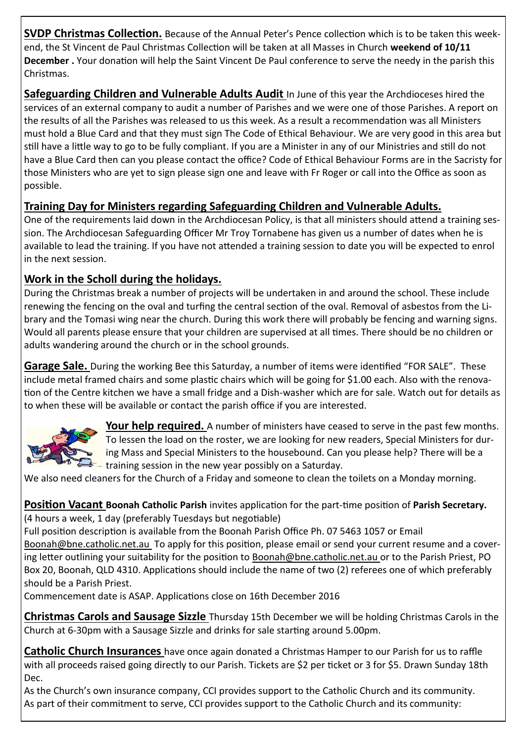**SVDP Christmas Collection.** Because of the Annual Peter's Pence collection which is to be taken this weekend, the St Vincent de Paul Christmas Collection will be taken at all Masses in Church **weekend of 10/11 December .** Your donation will help the Saint Vincent De Paul conference to serve the needy in the parish this Christmas.

**Safeguarding Children and Vulnerable Adults Audit** In June of this year the Archdioceses hired the services of an external company to audit a number of Parishes and we were one of those Parishes. A report on the results of all the Parishes was released to us this week. As a result a recommendation was all Ministers must hold a Blue Card and that they must sign The Code of Ethical Behaviour. We are very good in this area but still have a little way to go to be fully compliant. If you are a Minister in any of our Ministries and still do not have a Blue Card then can you please contact the office? Code of Ethical Behaviour Forms are in the Sacristy for those Ministers who are yet to sign please sign one and leave with Fr Roger or call into the Office as soon as possible.

**Training Day for Ministers regarding Safeguarding Children and Vulnerable Adults.**

One of the requirements laid down in the Archdiocesan Policy, is that all ministers should attend a training session. The Archdiocesan Safeguarding Officer Mr Troy Tornabene has given us a number of dates when he is available to lead the training. If you have not attended a training session to date you will be expected to enrol in the next session.

**Work in the Scholl during the holidays.**

During the Christmas break a number of projects will be undertaken in and around the school. These include renewing the fencing on the oval and turfing the central section of the oval. Removal of asbestos from the Library and the Tomasi wing near the church. During this work there will probably be fencing and warning signs. Would all parents please ensure that your children are supervised at all times. There should be no children or adults wandering around the church or in the school grounds.

**Garage Sale.** During the working Bee this Saturday, a number of items were identified "FOR SALE". These include metal framed chairs and some plastic chairs which will be going for $1.00 each. Also with the renovation of the Centre kitchen we have a small fridge and a Dish-washer which are for sale. Watch out for details as to when these will be available or contact the parish office if you are interested.

**Your help required.** A number of ministers have ceased to serve in the past few months. To lessen the load on the roster, we are looking for new readers, Special Ministers for during Mass and Special Ministers to the housebound. Can you please help? There will be a training session in the new year possibly on a Saturday.

We also need cleaners for the Church of a Friday and someone to clean the toilets on a Monday morning.

**Position Vacant Boonah Catholic Parish** invites application for the part-time position of **Parish Secretary.** (4 hours a week, 1 day (preferably Tuesdays but negotiable)

Full position description is available from the Boonah Parish Office Ph. 07 5463 1057 or Email Boonah@bne.catholic.net.au To apply for this position, please email or send your current resume and a covering letter outlining your suitability for the position to Boonah@bne.catholic.net.au or to the Parish Priest, PO Box 20, Boonah, QLD 4310. Applications should include the name of two (2) referees one of which preferably should be a Parish Priest.

Commencement date is ASAP. Applications close on 16th December 2016

**Christmas Carols and Sausage Sizzle** Thursday 15th December we will be holding Christmas Carols in the Church at 6-30pm with a Sausage Sizzle and drinks for sale starting around 5.00pm.

**Catholic Church Insurances** have once again donated a Christmas Hamper to our Parish for us to raffle with all proceeds raised going directly to our Parish. Tickets are $2 per ticket or 3 for $5. Drawn Sunday 18th Dec.

As the Church's own insurance company, CCI provides support to the Catholic Church and its community.
As part of their commitment to serve, CCI provides support to the Catholic Church and its community: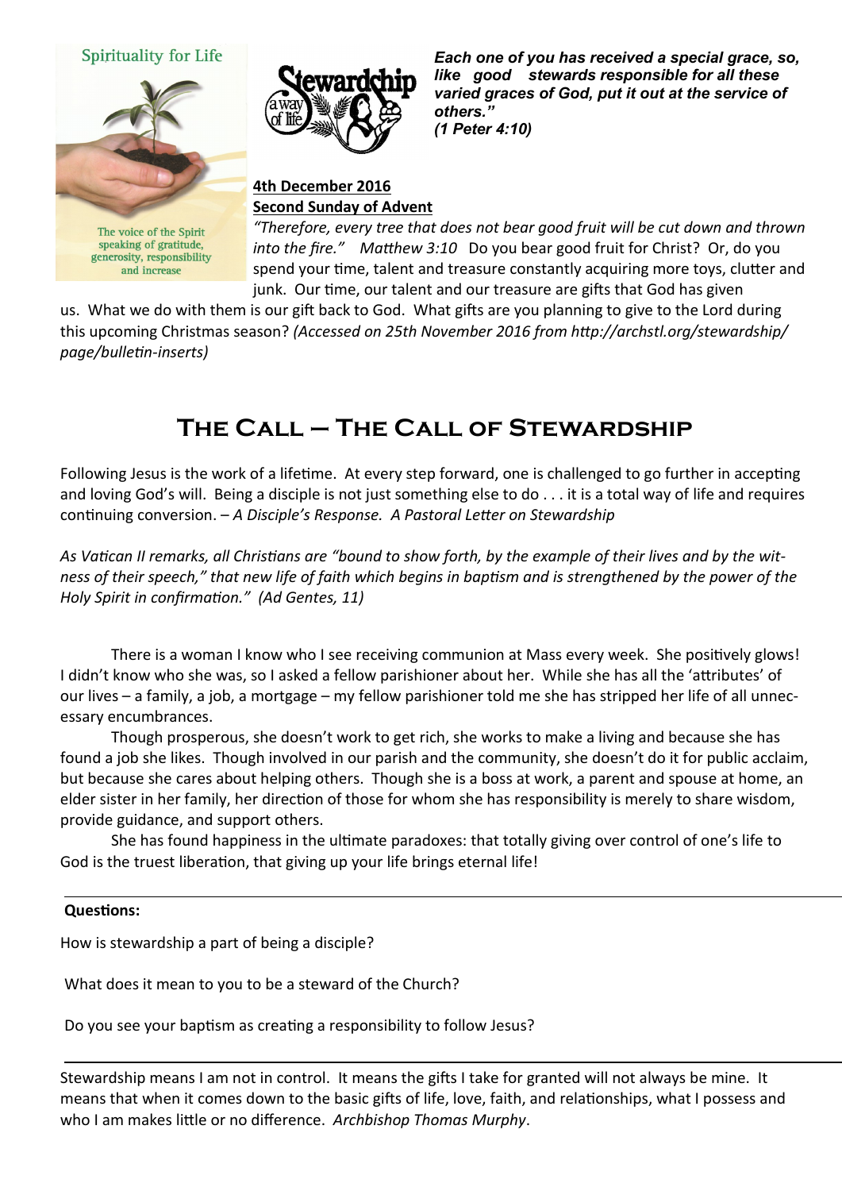Spirituality for Life

The voice of the Spirit speaking of gratitude, generosity, responsibility and increase

Stewardship a way of life

***Each one of you has received a special grace, so, like good stewards responsible for all these varied graces of God, put it out at the service of others."***
***(1 Peter 4:10)***

**4th December 2016**
**Second Sunday of Advent**

*"Therefore, every tree that does not bear good fruit will be cut down and thrown into the fire." Matthew 3:10* Do you bear good fruit for Christ? Or, do you spend your time, talent and treasure constantly acquiring more toys, clutter and junk. Our time, our talent and our treasure are gifts that God has given us. What we do with them is our gift back to God. What gifts are you planning to give to the Lord during this upcoming Christmas season? *(Accessed on 25th November 2016 from http://archstl.org/stewardship/page/bulletin-inserts)*

# The Call – The Call of Stewardship

Following Jesus is the work of a lifetime. At every step forward, one is challenged to go further in accepting and loving God's will. Being a disciple is not just something else to do . . . it is a total way of life and requires continuing conversion. – *A Disciple's Response. A Pastoral Letter on Stewardship*

*As Vatican II remarks, all Christians are "bound to show forth, by the example of their lives and by the witness of their speech," that new life of faith which begins in baptism and is strengthened by the power of the Holy Spirit in confirmation." (Ad Gentes, 11)*

There is a woman I know who I see receiving communion at Mass every week. She positively glows! I didn't know who she was, so I asked a fellow parishioner about her. While she has all the 'attributes' of our lives – a family, a job, a mortgage – my fellow parishioner told me she has stripped her life of all unnecessary encumbrances.

Though prosperous, she doesn't work to get rich, she works to make a living and because she has found a job she likes. Though involved in our parish and the community, she doesn't do it for public acclaim, but because she cares about helping others. Though she is a boss at work, a parent and spouse at home, an elder sister in her family, her direction of those for whom she has responsibility is merely to share wisdom, provide guidance, and support others.

She has found happiness in the ultimate paradoxes: that totally giving over control of one's life to God is the truest liberation, that giving up your life brings eternal life!

**Questions:**

How is stewardship a part of being a disciple?

What does it mean to you to be a steward of the Church?

Do you see your baptism as creating a responsibility to follow Jesus?

---

Stewardship means I am not in control. It means the gifts I take for granted will not always be mine. It means that when it comes down to the basic gifts of life, love, faith, and relationships, what I possess and who I am makes little or no difference. *Archbishop Thomas Murphy*.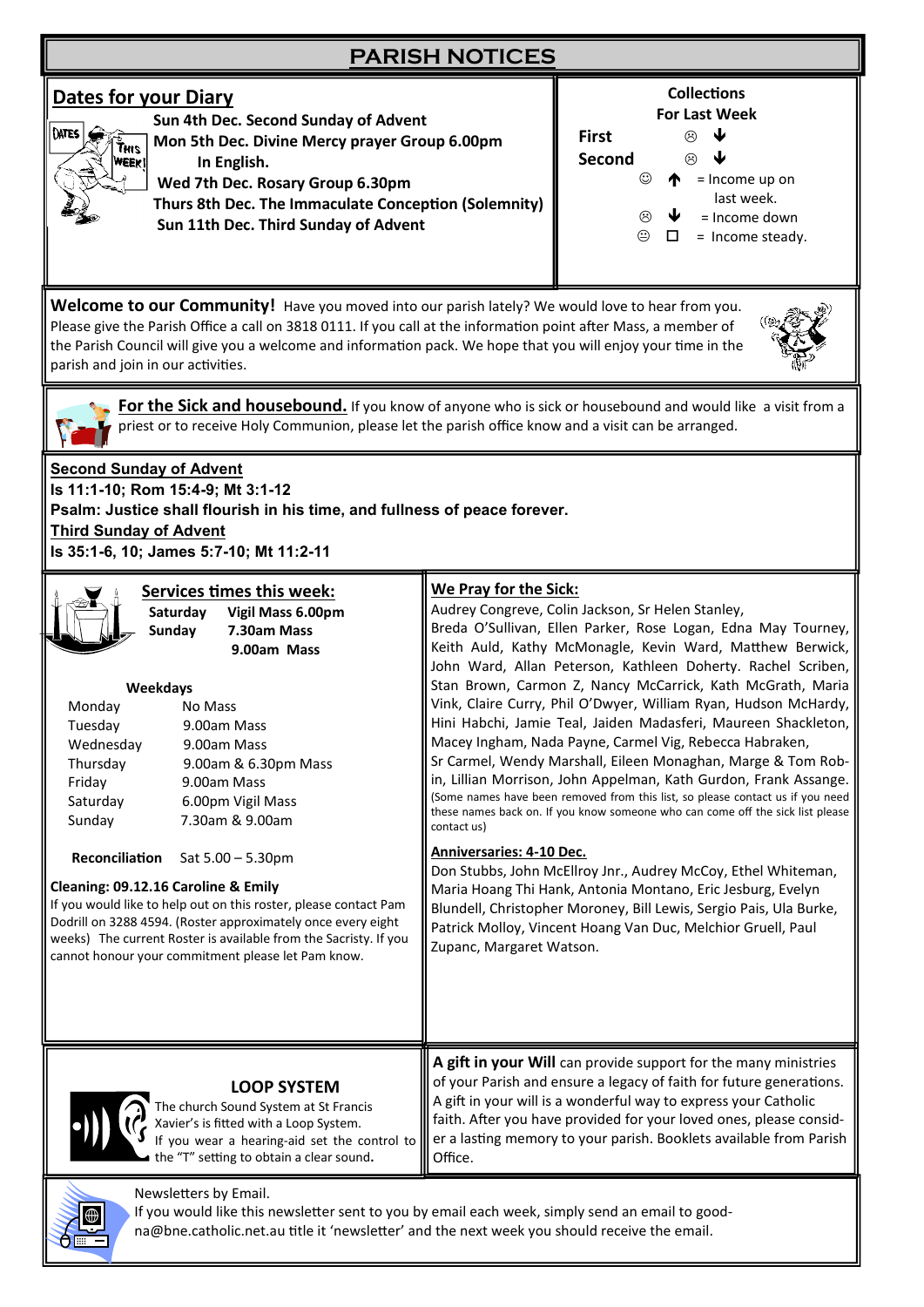# PARISH NOTICES

## Dates for your Diary

**Sun 4th Dec. Second Sunday of Advent**
**Mon 5th Dec. Divine Mercy prayer Group 6.00pm In English.**
**Wed 7th Dec. Rosary Group 6.30pm**
**Thurs 8th Dec. The Immaculate Conception (Solemnity)**
**Sun 11th Dec. Third Sunday of Advent**

**Collections For Last Week**

**First** ☹ ↓
**Second** ☹ ↓

☺ ↑ = Income up on last week.
☹ ↓ = Income down
😐 ☐ = Income steady.

**Welcome to our Community!** Have you moved into our parish lately? We would love to hear from you. Please give the Parish Office a call on 3818 0111. If you call at the information point after Mass, a member of the Parish Council will give you a welcome and information pack. We hope that you will enjoy your time in the parish and join in our activities.

**For the Sick and housebound.** If you know of anyone who is sick or housebound and would like a visit from a priest or to receive Holy Communion, please let the parish office know and a visit can be arranged.

**Second Sunday of Advent**
**Is 11:1-10; Rom 15:4-9; Mt 3:1-12**
**Psalm: Justice shall flourish in his time, and fullness of peace forever.**
**Third Sunday of Advent**
**Is 35:1-6, 10; James 5:7-10; Mt 11:2-11**

## Services times this week:

| | |
|---|---|
| **Saturday** | **Vigil Mass 6.00pm** |
| **Sunday** | **7.30am Mass** |
| | **9.00am Mass** |

**Weekdays**

| | |
|---|---|
| Monday | No Mass |
| Tuesday | 9.00am Mass |
| Wednesday | 9.00am Mass |
| Thursday | 9.00am & 6.30pm Mass |
| Friday | 9.00am Mass |
| Saturday | 6.00pm Vigil Mass |
| Sunday | 7.30am & 9.00am |

**Reconciliation** Sat 5.00 – 5.30pm

**Cleaning: 09.12.16 Caroline & Emily**
If you would like to help out on this roster, please contact Pam Dodrill on 3288 4594. (Roster approximately once every eight weeks) The current Roster is available from the Sacristy. If you cannot honour your commitment please let Pam know.

## We Pray for the Sick:

Audrey Congreve, Colin Jackson, Sr Helen Stanley,
Breda O'Sullivan, Ellen Parker, Rose Logan, Edna May Tourney, Keith Auld, Kathy McMonagle, Kevin Ward, Matthew Berwick, John Ward, Allan Peterson, Kathleen Doherty. Rachel Scriben, Stan Brown, Carmon Z, Nancy McCarrick, Kath McGrath, Maria Vink, Claire Curry, Phil O'Dwyer, William Ryan, Hudson McHardy, Hini Habchi, Jamie Teal, Jaiden Madasferi, Maureen Shackleton, Macey Ingham, Nada Payne, Carmel Vig, Rebecca Habraken,
Sr Carmel, Wendy Marshall, Eileen Monaghan, Marge & Tom Robin, Lillian Morrison, John Appelman, Kath Gurdon, Frank Assange.
(Some names have been removed from this list, so please contact us if you need these names back on. If you know someone who can come off the sick list please contact us)

**Anniversaries: 4-10 Dec.**
Don Stubbs, John McEllroy Jnr., Audrey McCoy, Ethel Whiteman, Maria Hoang Thi Hank, Antonia Montano, Eric Jesburg, Evelyn Blundell, Christopher Moroney, Bill Lewis, Sergio Pais, Ula Burke, Patrick Molloy, Vincent Hoang Van Duc, Melchior Gruell, Paul Zupanc, Margaret Watson.

## LOOP SYSTEM

The church Sound System at St Francis Xavier's is fitted with a Loop System. If you wear a hearing-aid set the control to the "T" setting to obtain a clear sound.

**A gift in your Will** can provide support for the many ministries of your Parish and ensure a legacy of faith for future generations. A gift in your will is a wonderful way to express your Catholic faith. After you have provided for your loved ones, please consider a lasting memory to your parish. Booklets available from Parish Office.

Newsletters by Email.
If you would like this newsletter sent to you by email each week, simply send an email to goodna@bne.catholic.net.au title it 'newsletter' and the next week you should receive the email.